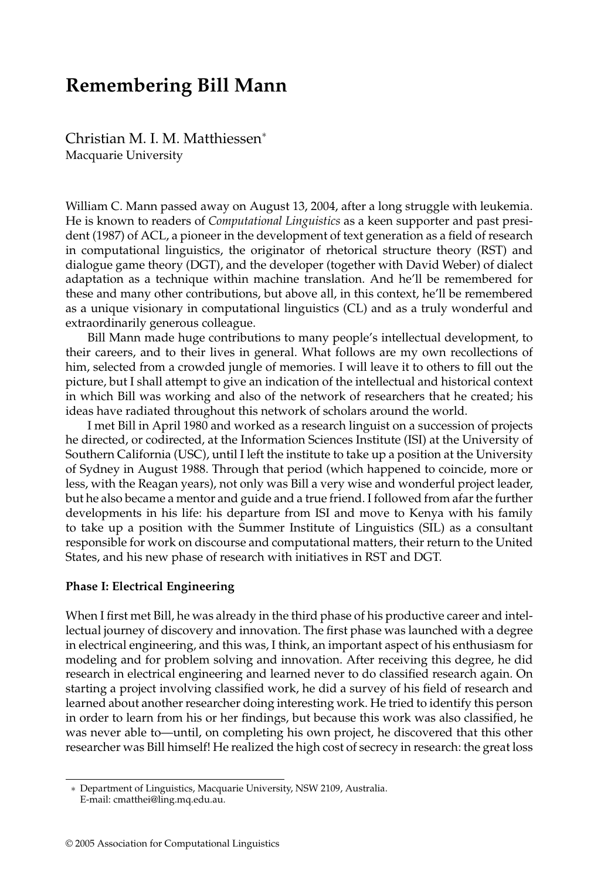# Remembering Bill Mann

Christian M. I. M. Matthiessen*
Macquarie University

William C. Mann passed away on August 13, 2004, after a long struggle with leukemia. He is known to readers of *Computational Linguistics* as a keen supporter and past president (1987) of ACL, a pioneer in the development of text generation as a field of research in computational linguistics, the originator of rhetorical structure theory (RST) and dialogue game theory (DGT), and the developer (together with David Weber) of dialect adaptation as a technique within machine translation. And he'll be remembered for these and many other contributions, but above all, in this context, he'll be remembered as a unique visionary in computational linguistics (CL) and as a truly wonderful and extraordinarily generous colleague.

Bill Mann made huge contributions to many people's intellectual development, to their careers, and to their lives in general. What follows are my own recollections of him, selected from a crowded jungle of memories. I will leave it to others to fill out the picture, but I shall attempt to give an indication of the intellectual and historical context in which Bill was working and also of the network of researchers that he created; his ideas have radiated throughout this network of scholars around the world.

I met Bill in April 1980 and worked as a research linguist on a succession of projects he directed, or codirected, at the Information Sciences Institute (ISI) at the University of Southern California (USC), until I left the institute to take up a position at the University of Sydney in August 1988. Through that period (which happened to coincide, more or less, with the Reagan years), not only was Bill a very wise and wonderful project leader, but he also became a mentor and guide and a true friend. I followed from afar the further developments in his life: his departure from ISI and move to Kenya with his family to take up a position with the Summer Institute of Linguistics (SIL) as a consultant responsible for work on discourse and computational matters, their return to the United States, and his new phase of research with initiatives in RST and DGT.

**Phase I: Electrical Engineering**

When I first met Bill, he was already in the third phase of his productive career and intellectual journey of discovery and innovation. The first phase was launched with a degree in electrical engineering, and this was, I think, an important aspect of his enthusiasm for modeling and for problem solving and innovation. After receiving this degree, he did research in electrical engineering and learned never to do classified research again. On starting a project involving classified work, he did a survey of his field of research and learned about another researcher doing interesting work. He tried to identify this person in order to learn from his or her findings, but because this work was also classified, he was never able to—until, on completing his own project, he discovered that this other researcher was Bill himself! He realized the high cost of secrecy in research: the great loss

* Department of Linguistics, Macquarie University, NSW 2109, Australia.
E-mail: cmatthei@ling.mq.edu.au.

© 2005 Association for Computational Linguistics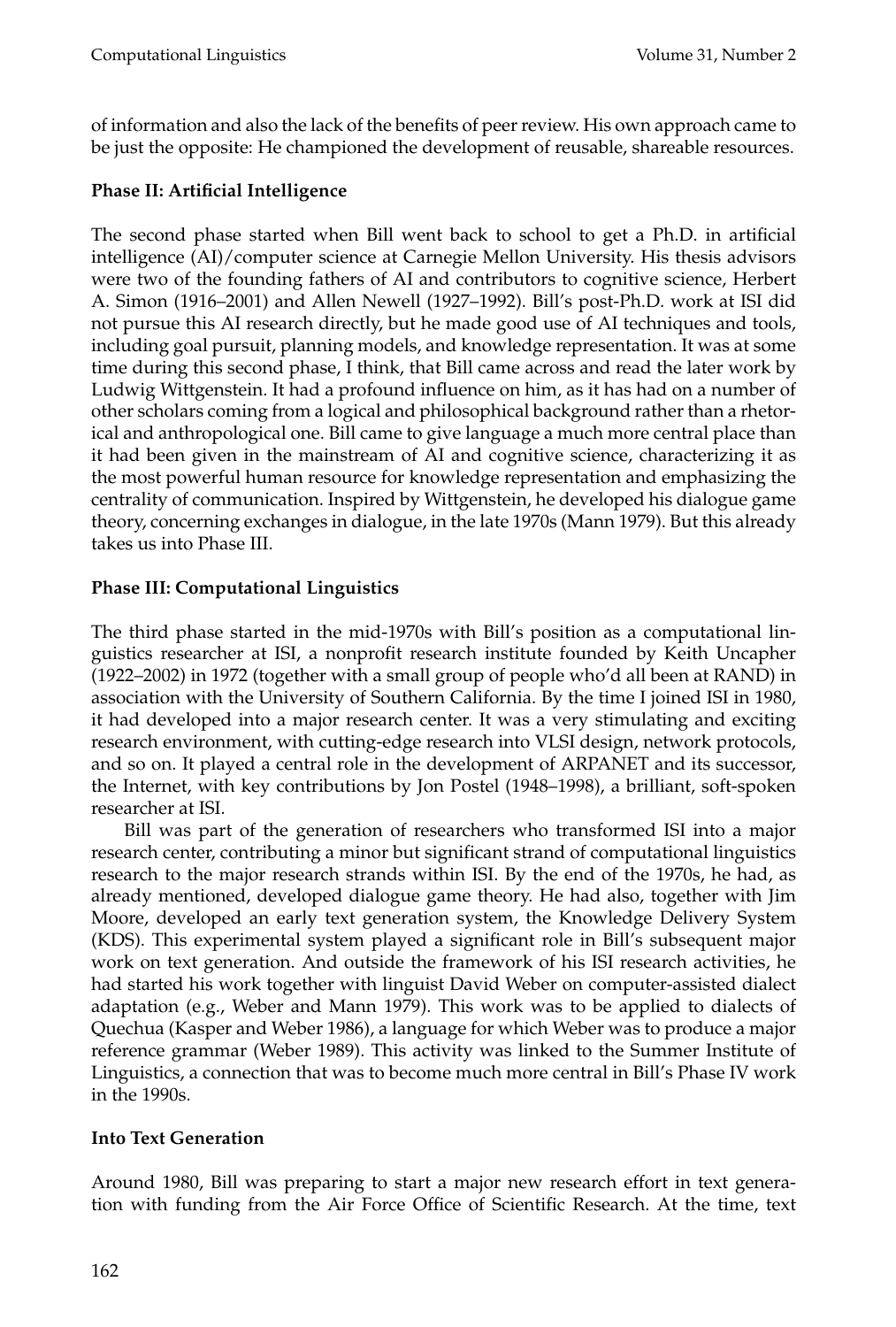of information and also the lack of the benefits of peer review. His own approach came to be just the opposite: He championed the development of reusable, shareable resources.

**Phase II: Artificial Intelligence**

The second phase started when Bill went back to school to get a Ph.D. in artificial intelligence (AI)/computer science at Carnegie Mellon University. His thesis advisors were two of the founding fathers of AI and contributors to cognitive science, Herbert A. Simon (1916–2001) and Allen Newell (1927–1992). Bill's post-Ph.D. work at ISI did not pursue this AI research directly, but he made good use of AI techniques and tools, including goal pursuit, planning models, and knowledge representation. It was at some time during this second phase, I think, that Bill came across and read the later work by Ludwig Wittgenstein. It had a profound influence on him, as it has had on a number of other scholars coming from a logical and philosophical background rather than a rhetorical and anthropological one. Bill came to give language a much more central place than it had been given in the mainstream of AI and cognitive science, characterizing it as the most powerful human resource for knowledge representation and emphasizing the centrality of communication. Inspired by Wittgenstein, he developed his dialogue game theory, concerning exchanges in dialogue, in the late 1970s (Mann 1979). But this already takes us into Phase III.

**Phase III: Computational Linguistics**

The third phase started in the mid-1970s with Bill's position as a computational linguistics researcher at ISI, a nonprofit research institute founded by Keith Uncapher (1922–2002) in 1972 (together with a small group of people who'd all been at RAND) in association with the University of Southern California. By the time I joined ISI in 1980, it had developed into a major research center. It was a very stimulating and exciting research environment, with cutting-edge research into VLSI design, network protocols, and so on. It played a central role in the development of ARPANET and its successor, the Internet, with key contributions by Jon Postel (1948–1998), a brilliant, soft-spoken researcher at ISI.

Bill was part of the generation of researchers who transformed ISI into a major research center, contributing a minor but significant strand of computational linguistics research to the major research strands within ISI. By the end of the 1970s, he had, as already mentioned, developed dialogue game theory. He had also, together with Jim Moore, developed an early text generation system, the Knowledge Delivery System (KDS). This experimental system played a significant role in Bill's subsequent major work on text generation. And outside the framework of his ISI research activities, he had started his work together with linguist David Weber on computer-assisted dialect adaptation (e.g., Weber and Mann 1979). This work was to be applied to dialects of Quechua (Kasper and Weber 1986), a language for which Weber was to produce a major reference grammar (Weber 1989). This activity was linked to the Summer Institute of Linguistics, a connection that was to become much more central in Bill's Phase IV work in the 1990s.

**Into Text Generation**

Around 1980, Bill was preparing to start a major new research effort in text generation with funding from the Air Force Office of Scientific Research. At the time, text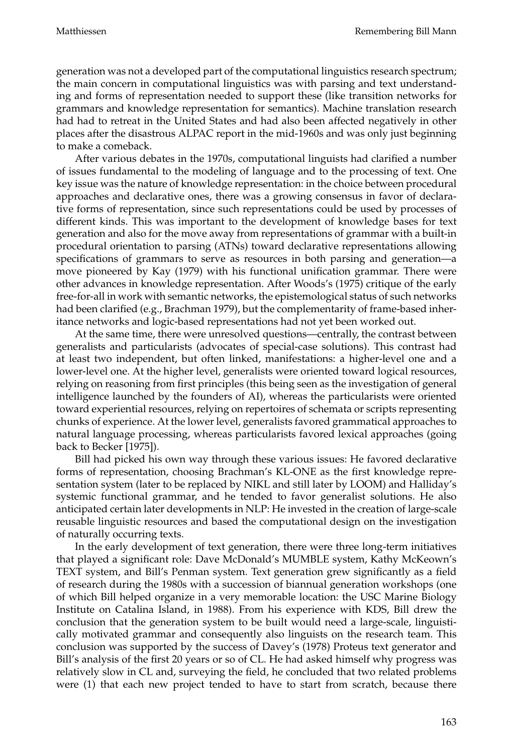generation was not a developed part of the computational linguistics research spectrum; the main concern in computational linguistics was with parsing and text understanding and forms of representation needed to support these (like transition networks for grammars and knowledge representation for semantics). Machine translation research had had to retreat in the United States and had also been affected negatively in other places after the disastrous ALPAC report in the mid-1960s and was only just beginning to make a comeback.

After various debates in the 1970s, computational linguists had clarified a number of issues fundamental to the modeling of language and to the processing of text. One key issue was the nature of knowledge representation: in the choice between procedural approaches and declarative ones, there was a growing consensus in favor of declarative forms of representation, since such representations could be used by processes of different kinds. This was important to the development of knowledge bases for text generation and also for the move away from representations of grammar with a built-in procedural orientation to parsing (ATNs) toward declarative representations allowing specifications of grammars to serve as resources in both parsing and generation—a move pioneered by Kay (1979) with his functional unification grammar. There were other advances in knowledge representation. After Woods's (1975) critique of the early free-for-all in work with semantic networks, the epistemological status of such networks had been clarified (e.g., Brachman 1979), but the complementarity of frame-based inheritance networks and logic-based representations had not yet been worked out.

At the same time, there were unresolved questions—centrally, the contrast between generalists and particularists (advocates of special-case solutions). This contrast had at least two independent, but often linked, manifestations: a higher-level one and a lower-level one. At the higher level, generalists were oriented toward logical resources, relying on reasoning from first principles (this being seen as the investigation of general intelligence launched by the founders of AI), whereas the particularists were oriented toward experiential resources, relying on repertoires of schemata or scripts representing chunks of experience. At the lower level, generalists favored grammatical approaches to natural language processing, whereas particularists favored lexical approaches (going back to Becker [1975]).

Bill had picked his own way through these various issues: He favored declarative forms of representation, choosing Brachman's KL-ONE as the first knowledge representation system (later to be replaced by NIKL and still later by LOOM) and Halliday's systemic functional grammar, and he tended to favor generalist solutions. He also anticipated certain later developments in NLP: He invested in the creation of large-scale reusable linguistic resources and based the computational design on the investigation of naturally occurring texts.

In the early development of text generation, there were three long-term initiatives that played a significant role: Dave McDonald's MUMBLE system, Kathy McKeown's TEXT system, and Bill's Penman system. Text generation grew significantly as a field of research during the 1980s with a succession of biannual generation workshops (one of which Bill helped organize in a very memorable location: the USC Marine Biology Institute on Catalina Island, in 1988). From his experience with KDS, Bill drew the conclusion that the generation system to be built would need a large-scale, linguistically motivated grammar and consequently also linguists on the research team. This conclusion was supported by the success of Davey's (1978) Proteus text generator and Bill's analysis of the first 20 years or so of CL. He had asked himself why progress was relatively slow in CL and, surveying the field, he concluded that two related problems were (1) that each new project tended to have to start from scratch, because there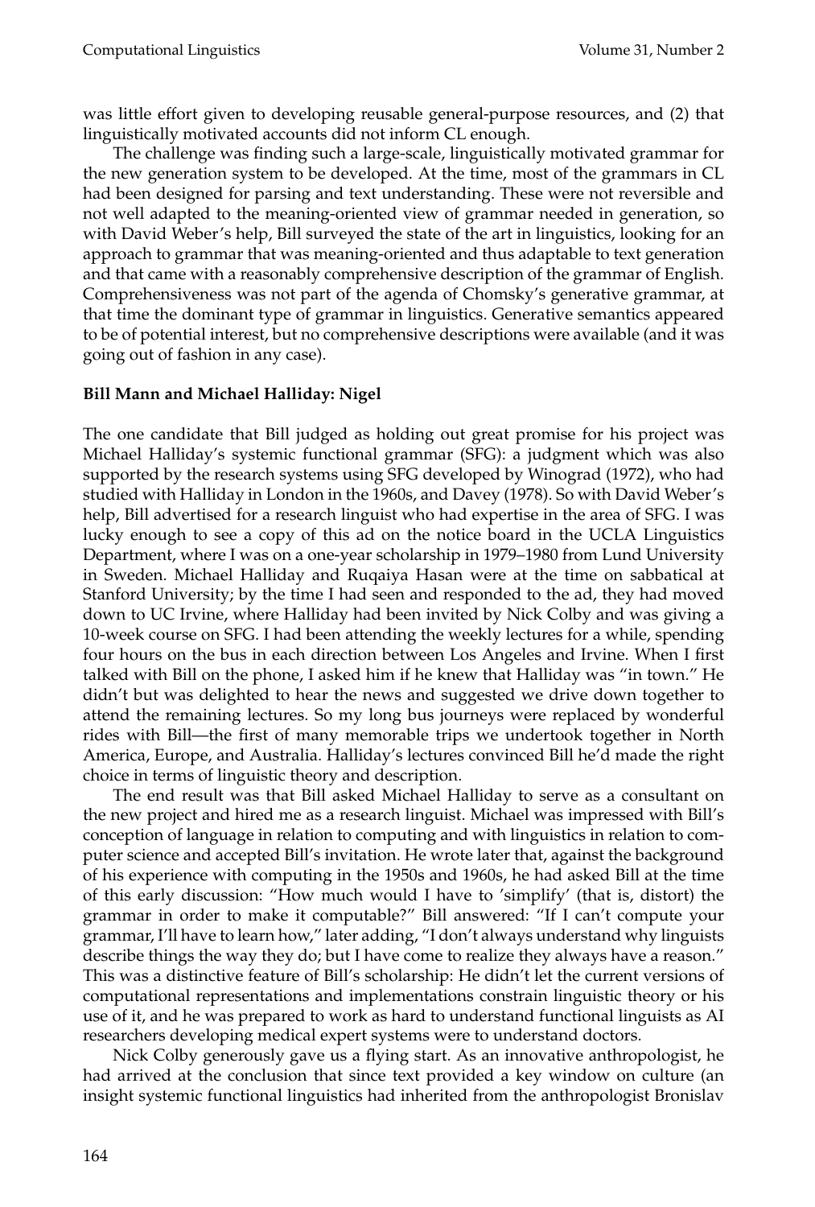was little effort given to developing reusable general-purpose resources, and (2) that linguistically motivated accounts did not inform CL enough.

The challenge was finding such a large-scale, linguistically motivated grammar for the new generation system to be developed. At the time, most of the grammars in CL had been designed for parsing and text understanding. These were not reversible and not well adapted to the meaning-oriented view of grammar needed in generation, so with David Weber's help, Bill surveyed the state of the art in linguistics, looking for an approach to grammar that was meaning-oriented and thus adaptable to text generation and that came with a reasonably comprehensive description of the grammar of English. Comprehensiveness was not part of the agenda of Chomsky's generative grammar, at that time the dominant type of grammar in linguistics. Generative semantics appeared to be of potential interest, but no comprehensive descriptions were available (and it was going out of fashion in any case).

**Bill Mann and Michael Halliday: Nigel**

The one candidate that Bill judged as holding out great promise for his project was Michael Halliday's systemic functional grammar (SFG): a judgment which was also supported by the research systems using SFG developed by Winograd (1972), who had studied with Halliday in London in the 1960s, and Davey (1978). So with David Weber's help, Bill advertised for a research linguist who had expertise in the area of SFG. I was lucky enough to see a copy of this ad on the notice board in the UCLA Linguistics Department, where I was on a one-year scholarship in 1979–1980 from Lund University in Sweden. Michael Halliday and Ruqaiya Hasan were at the time on sabbatical at Stanford University; by the time I had seen and responded to the ad, they had moved down to UC Irvine, where Halliday had been invited by Nick Colby and was giving a 10-week course on SFG. I had been attending the weekly lectures for a while, spending four hours on the bus in each direction between Los Angeles and Irvine. When I first talked with Bill on the phone, I asked him if he knew that Halliday was "in town." He didn't but was delighted to hear the news and suggested we drive down together to attend the remaining lectures. So my long bus journeys were replaced by wonderful rides with Bill—the first of many memorable trips we undertook together in North America, Europe, and Australia. Halliday's lectures convinced Bill he'd made the right choice in terms of linguistic theory and description.

The end result was that Bill asked Michael Halliday to serve as a consultant on the new project and hired me as a research linguist. Michael was impressed with Bill's conception of language in relation to computing and with linguistics in relation to computer science and accepted Bill's invitation. He wrote later that, against the background of his experience with computing in the 1950s and 1960s, he had asked Bill at the time of this early discussion: "How much would I have to 'simplify' (that is, distort) the grammar in order to make it computable?" Bill answered: "If I can't compute your grammar, I'll have to learn how," later adding, "I don't always understand why linguists describe things the way they do; but I have come to realize they always have a reason." This was a distinctive feature of Bill's scholarship: He didn't let the current versions of computational representations and implementations constrain linguistic theory or his use of it, and he was prepared to work as hard to understand functional linguists as AI researchers developing medical expert systems were to understand doctors.

Nick Colby generously gave us a flying start. As an innovative anthropologist, he had arrived at the conclusion that since text provided a key window on culture (an insight systemic functional linguistics had inherited from the anthropologist Bronislav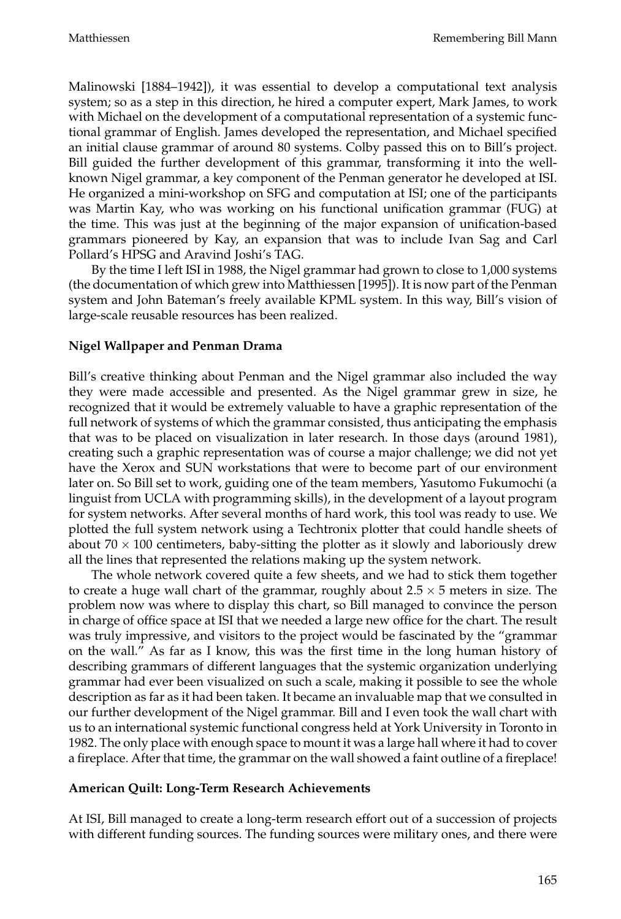Malinowski [1884–1942]), it was essential to develop a computational text analysis system; so as a step in this direction, he hired a computer expert, Mark James, to work with Michael on the development of a computational representation of a systemic functional grammar of English. James developed the representation, and Michael specified an initial clause grammar of around 80 systems. Colby passed this on to Bill's project. Bill guided the further development of this grammar, transforming it into the well-known Nigel grammar, a key component of the Penman generator he developed at ISI. He organized a mini-workshop on SFG and computation at ISI; one of the participants was Martin Kay, who was working on his functional unification grammar (FUG) at the time. This was just at the beginning of the major expansion of unification-based grammars pioneered by Kay, an expansion that was to include Ivan Sag and Carl Pollard's HPSG and Aravind Joshi's TAG.

By the time I left ISI in 1988, the Nigel grammar had grown to close to 1,000 systems (the documentation of which grew into Matthiessen [1995]). It is now part of the Penman system and John Bateman's freely available KPML system. In this way, Bill's vision of large-scale reusable resources has been realized.

### Nigel Wallpaper and Penman Drama

Bill's creative thinking about Penman and the Nigel grammar also included the way they were made accessible and presented. As the Nigel grammar grew in size, he recognized that it would be extremely valuable to have a graphic representation of the full network of systems of which the grammar consisted, thus anticipating the emphasis that was to be placed on visualization in later research. In those days (around 1981), creating such a graphic representation was of course a major challenge; we did not yet have the Xerox and SUN workstations that were to become part of our environment later on. So Bill set to work, guiding one of the team members, Yasutomo Fukumochi (a linguist from UCLA with programming skills), in the development of a layout program for system networks. After several months of hard work, this tool was ready to use. We plotted the full system network using a Techtronix plotter that could handle sheets of about $70 \times 100$ centimeters, baby-sitting the plotter as it slowly and laboriously drew all the lines that represented the relations making up the system network.

The whole network covered quite a few sheets, and we had to stick them together to create a huge wall chart of the grammar, roughly about $2.5 \times 5$ meters in size. The problem now was where to display this chart, so Bill managed to convince the person in charge of office space at ISI that we needed a large new office for the chart. The result was truly impressive, and visitors to the project would be fascinated by the "grammar on the wall." As far as I know, this was the first time in the long human history of describing grammars of different languages that the systemic organization underlying grammar had ever been visualized on such a scale, making it possible to see the whole description as far as it had been taken. It became an invaluable map that we consulted in our further development of the Nigel grammar. Bill and I even took the wall chart with us to an international systemic functional congress held at York University in Toronto in 1982. The only place with enough space to mount it was a large hall where it had to cover a fireplace. After that time, the grammar on the wall showed a faint outline of a fireplace!

### American Quilt: Long-Term Research Achievements

At ISI, Bill managed to create a long-term research effort out of a succession of projects with different funding sources. The funding sources were military ones, and there were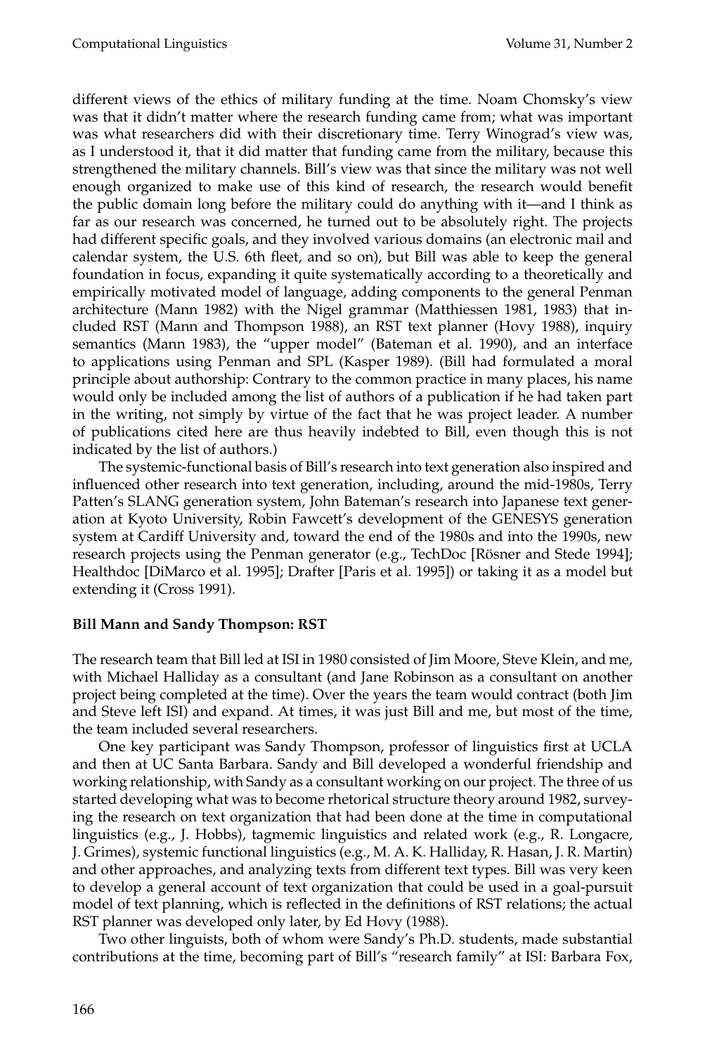different views of the ethics of military funding at the time. Noam Chomsky's view was that it didn't matter where the research funding came from; what was important was what researchers did with their discretionary time. Terry Winograd's view was, as I understood it, that it did matter that funding came from the military, because this strengthened the military channels. Bill's view was that since the military was not well enough organized to make use of this kind of research, the research would benefit the public domain long before the military could do anything with it—and I think as far as our research was concerned, he turned out to be absolutely right. The projects had different specific goals, and they involved various domains (an electronic mail and calendar system, the U.S. 6th fleet, and so on), but Bill was able to keep the general foundation in focus, expanding it quite systematically according to a theoretically and empirically motivated model of language, adding components to the general Penman architecture (Mann 1982) with the Nigel grammar (Matthiessen 1981, 1983) that included RST (Mann and Thompson 1988), an RST text planner (Hovy 1988), inquiry semantics (Mann 1983), the "upper model" (Bateman et al. 1990), and an interface to applications using Penman and SPL (Kasper 1989). (Bill had formulated a moral principle about authorship: Contrary to the common practice in many places, his name would only be included among the list of authors of a publication if he had taken part in the writing, not simply by virtue of the fact that he was project leader. A number of publications cited here are thus heavily indebted to Bill, even though this is not indicated by the list of authors.)

The systemic-functional basis of Bill's research into text generation also inspired and influenced other research into text generation, including, around the mid-1980s, Terry Patten's SLANG generation system, John Bateman's research into Japanese text generation at Kyoto University, Robin Fawcett's development of the GENESYS generation system at Cardiff University and, toward the end of the 1980s and into the 1990s, new research projects using the Penman generator (e.g., TechDoc [Rösner and Stede 1994]; Healthdoc [DiMarco et al. 1995]; Drafter [Paris et al. 1995]) or taking it as a model but extending it (Cross 1991).

**Bill Mann and Sandy Thompson: RST**

The research team that Bill led at ISI in 1980 consisted of Jim Moore, Steve Klein, and me, with Michael Halliday as a consultant (and Jane Robinson as a consultant on another project being completed at the time). Over the years the team would contract (both Jim and Steve left ISI) and expand. At times, it was just Bill and me, but most of the time, the team included several researchers.

One key participant was Sandy Thompson, professor of linguistics first at UCLA and then at UC Santa Barbara. Sandy and Bill developed a wonderful friendship and working relationship, with Sandy as a consultant working on our project. The three of us started developing what was to become rhetorical structure theory around 1982, surveying the research on text organization that had been done at the time in computational linguistics (e.g., J. Hobbs), tagmemic linguistics and related work (e.g., R. Longacre, J. Grimes), systemic functional linguistics (e.g., M. A. K. Halliday, R. Hasan, J. R. Martin) and other approaches, and analyzing texts from different text types. Bill was very keen to develop a general account of text organization that could be used in a goal-pursuit model of text planning, which is reflected in the definitions of RST relations; the actual RST planner was developed only later, by Ed Hovy (1988).

Two other linguists, both of whom were Sandy's Ph.D. students, made substantial contributions at the time, becoming part of Bill's "research family" at ISI: Barbara Fox,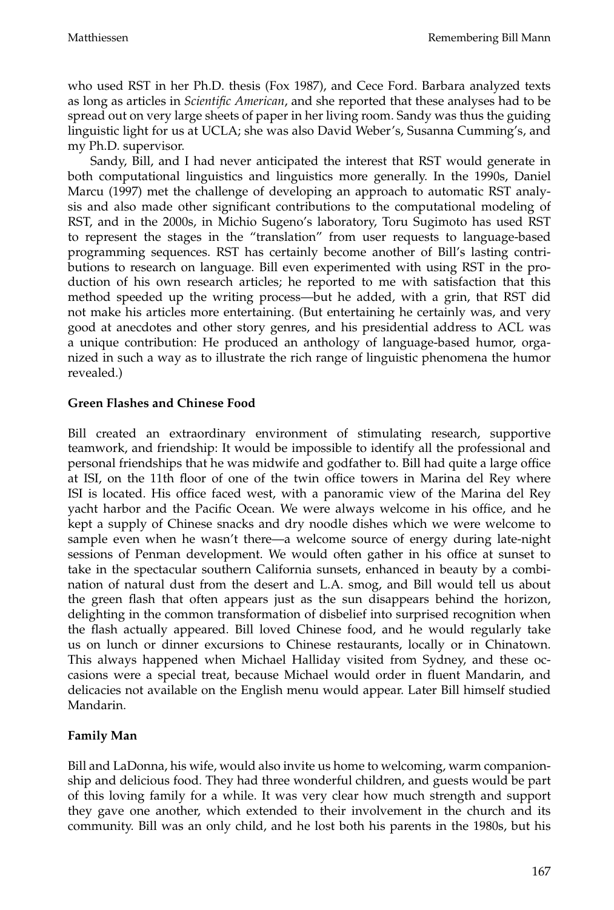who used RST in her Ph.D. thesis (Fox 1987), and Cece Ford. Barbara analyzed texts as long as articles in *Scientific American*, and she reported that these analyses had to be spread out on very large sheets of paper in her living room. Sandy was thus the guiding linguistic light for us at UCLA; she was also David Weber's, Susanna Cumming's, and my Ph.D. supervisor.

Sandy, Bill, and I had never anticipated the interest that RST would generate in both computational linguistics and linguistics more generally. In the 1990s, Daniel Marcu (1997) met the challenge of developing an approach to automatic RST analysis and also made other significant contributions to the computational modeling of RST, and in the 2000s, in Michio Sugeno's laboratory, Toru Sugimoto has used RST to represent the stages in the "translation" from user requests to language-based programming sequences. RST has certainly become another of Bill's lasting contributions to research on language. Bill even experimented with using RST in the production of his own research articles; he reported to me with satisfaction that this method speeded up the writing process—but he added, with a grin, that RST did not make his articles more entertaining. (But entertaining he certainly was, and very good at anecdotes and other story genres, and his presidential address to ACL was a unique contribution: He produced an anthology of language-based humor, organized in such a way as to illustrate the rich range of linguistic phenomena the humor revealed.)

**Green Flashes and Chinese Food**

Bill created an extraordinary environment of stimulating research, supportive teamwork, and friendship: It would be impossible to identify all the professional and personal friendships that he was midwife and godfather to. Bill had quite a large office at ISI, on the 11th floor of one of the twin office towers in Marina del Rey where ISI is located. His office faced west, with a panoramic view of the Marina del Rey yacht harbor and the Pacific Ocean. We were always welcome in his office, and he kept a supply of Chinese snacks and dry noodle dishes which we were welcome to sample even when he wasn't there—a welcome source of energy during late-night sessions of Penman development. We would often gather in his office at sunset to take in the spectacular southern California sunsets, enhanced in beauty by a combination of natural dust from the desert and L.A. smog, and Bill would tell us about the green flash that often appears just as the sun disappears behind the horizon, delighting in the common transformation of disbelief into surprised recognition when the flash actually appeared. Bill loved Chinese food, and he would regularly take us on lunch or dinner excursions to Chinese restaurants, locally or in Chinatown. This always happened when Michael Halliday visited from Sydney, and these occasions were a special treat, because Michael would order in fluent Mandarin, and delicacies not available on the English menu would appear. Later Bill himself studied Mandarin.

**Family Man**

Bill and LaDonna, his wife, would also invite us home to welcoming, warm companionship and delicious food. They had three wonderful children, and guests would be part of this loving family for a while. It was very clear how much strength and support they gave one another, which extended to their involvement in the church and its community. Bill was an only child, and he lost both his parents in the 1980s, but his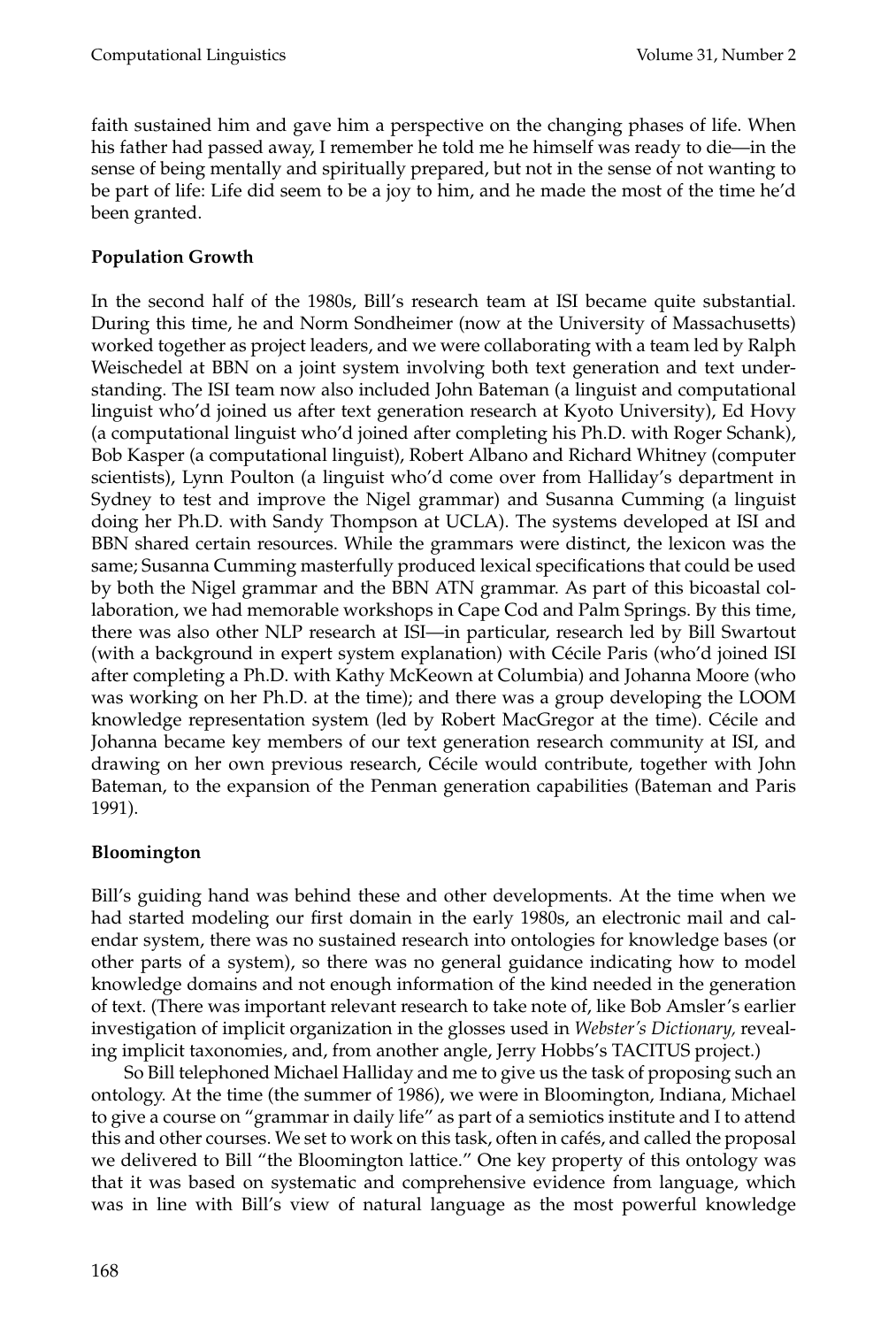faith sustained him and gave him a perspective on the changing phases of life. When his father had passed away, I remember he told me he himself was ready to die—in the sense of being mentally and spiritually prepared, but not in the sense of not wanting to be part of life: Life did seem to be a joy to him, and he made the most of the time he'd been granted.

**Population Growth**

In the second half of the 1980s, Bill's research team at ISI became quite substantial. During this time, he and Norm Sondheimer (now at the University of Massachusetts) worked together as project leaders, and we were collaborating with a team led by Ralph Weischedel at BBN on a joint system involving both text generation and text understanding. The ISI team now also included John Bateman (a linguist and computational linguist who'd joined us after text generation research at Kyoto University), Ed Hovy (a computational linguist who'd joined after completing his Ph.D. with Roger Schank), Bob Kasper (a computational linguist), Robert Albano and Richard Whitney (computer scientists), Lynn Poulton (a linguist who'd come over from Halliday's department in Sydney to test and improve the Nigel grammar) and Susanna Cumming (a linguist doing her Ph.D. with Sandy Thompson at UCLA). The systems developed at ISI and BBN shared certain resources. While the grammars were distinct, the lexicon was the same; Susanna Cumming masterfully produced lexical specifications that could be used by both the Nigel grammar and the BBN ATN grammar. As part of this bicoastal collaboration, we had memorable workshops in Cape Cod and Palm Springs. By this time, there was also other NLP research at ISI—in particular, research led by Bill Swartout (with a background in expert system explanation) with Cécile Paris (who'd joined ISI after completing a Ph.D. with Kathy McKeown at Columbia) and Johanna Moore (who was working on her Ph.D. at the time); and there was a group developing the LOOM knowledge representation system (led by Robert MacGregor at the time). Cécile and Johanna became key members of our text generation research community at ISI, and drawing on her own previous research, Cécile would contribute, together with John Bateman, to the expansion of the Penman generation capabilities (Bateman and Paris 1991).

**Bloomington**

Bill's guiding hand was behind these and other developments. At the time when we had started modeling our first domain in the early 1980s, an electronic mail and calendar system, there was no sustained research into ontologies for knowledge bases (or other parts of a system), so there was no general guidance indicating how to model knowledge domains and not enough information of the kind needed in the generation of text. (There was important relevant research to take note of, like Bob Amsler's earlier investigation of implicit organization in the glosses used in *Webster's Dictionary,* revealing implicit taxonomies, and, from another angle, Jerry Hobbs's TACITUS project.)

So Bill telephoned Michael Halliday and me to give us the task of proposing such an ontology. At the time (the summer of 1986), we were in Bloomington, Indiana, Michael to give a course on "grammar in daily life" as part of a semiotics institute and I to attend this and other courses. We set to work on this task, often in cafés, and called the proposal we delivered to Bill "the Bloomington lattice." One key property of this ontology was that it was based on systematic and comprehensive evidence from language, which was in line with Bill's view of natural language as the most powerful knowledge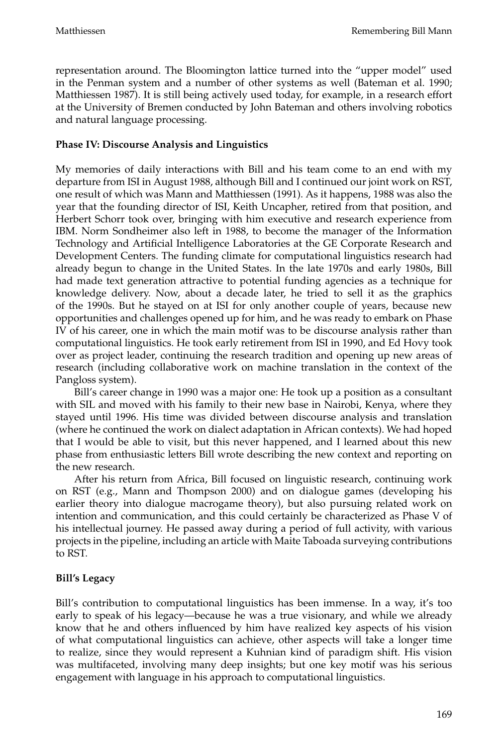representation around. The Bloomington lattice turned into the "upper model" used in the Penman system and a number of other systems as well (Bateman et al. 1990; Matthiessen 1987). It is still being actively used today, for example, in a research effort at the University of Bremen conducted by John Bateman and others involving robotics and natural language processing.

**Phase IV: Discourse Analysis and Linguistics**

My memories of daily interactions with Bill and his team come to an end with my departure from ISI in August 1988, although Bill and I continued our joint work on RST, one result of which was Mann and Matthiessen (1991). As it happens, 1988 was also the year that the founding director of ISI, Keith Uncapher, retired from that position, and Herbert Schorr took over, bringing with him executive and research experience from IBM. Norm Sondheimer also left in 1988, to become the manager of the Information Technology and Artificial Intelligence Laboratories at the GE Corporate Research and Development Centers. The funding climate for computational linguistics research had already begun to change in the United States. In the late 1970s and early 1980s, Bill had made text generation attractive to potential funding agencies as a technique for knowledge delivery. Now, about a decade later, he tried to sell it as the graphics of the 1990s. But he stayed on at ISI for only another couple of years, because new opportunities and challenges opened up for him, and he was ready to embark on Phase IV of his career, one in which the main motif was to be discourse analysis rather than computational linguistics. He took early retirement from ISI in 1990, and Ed Hovy took over as project leader, continuing the research tradition and opening up new areas of research (including collaborative work on machine translation in the context of the Pangloss system).

Bill's career change in 1990 was a major one: He took up a position as a consultant with SIL and moved with his family to their new base in Nairobi, Kenya, where they stayed until 1996. His time was divided between discourse analysis and translation (where he continued the work on dialect adaptation in African contexts). We had hoped that I would be able to visit, but this never happened, and I learned about this new phase from enthusiastic letters Bill wrote describing the new context and reporting on the new research.

After his return from Africa, Bill focused on linguistic research, continuing work on RST (e.g., Mann and Thompson 2000) and on dialogue games (developing his earlier theory into dialogue macrogame theory), but also pursuing related work on intention and communication, and this could certainly be characterized as Phase V of his intellectual journey. He passed away during a period of full activity, with various projects in the pipeline, including an article with Maite Taboada surveying contributions to RST.

**Bill's Legacy**

Bill's contribution to computational linguistics has been immense. In a way, it's too early to speak of his legacy—because he was a true visionary, and while we already know that he and others influenced by him have realized key aspects of his vision of what computational linguistics can achieve, other aspects will take a longer time to realize, since they would represent a Kuhnian kind of paradigm shift. His vision was multifaceted, involving many deep insights; but one key motif was his serious engagement with language in his approach to computational linguistics.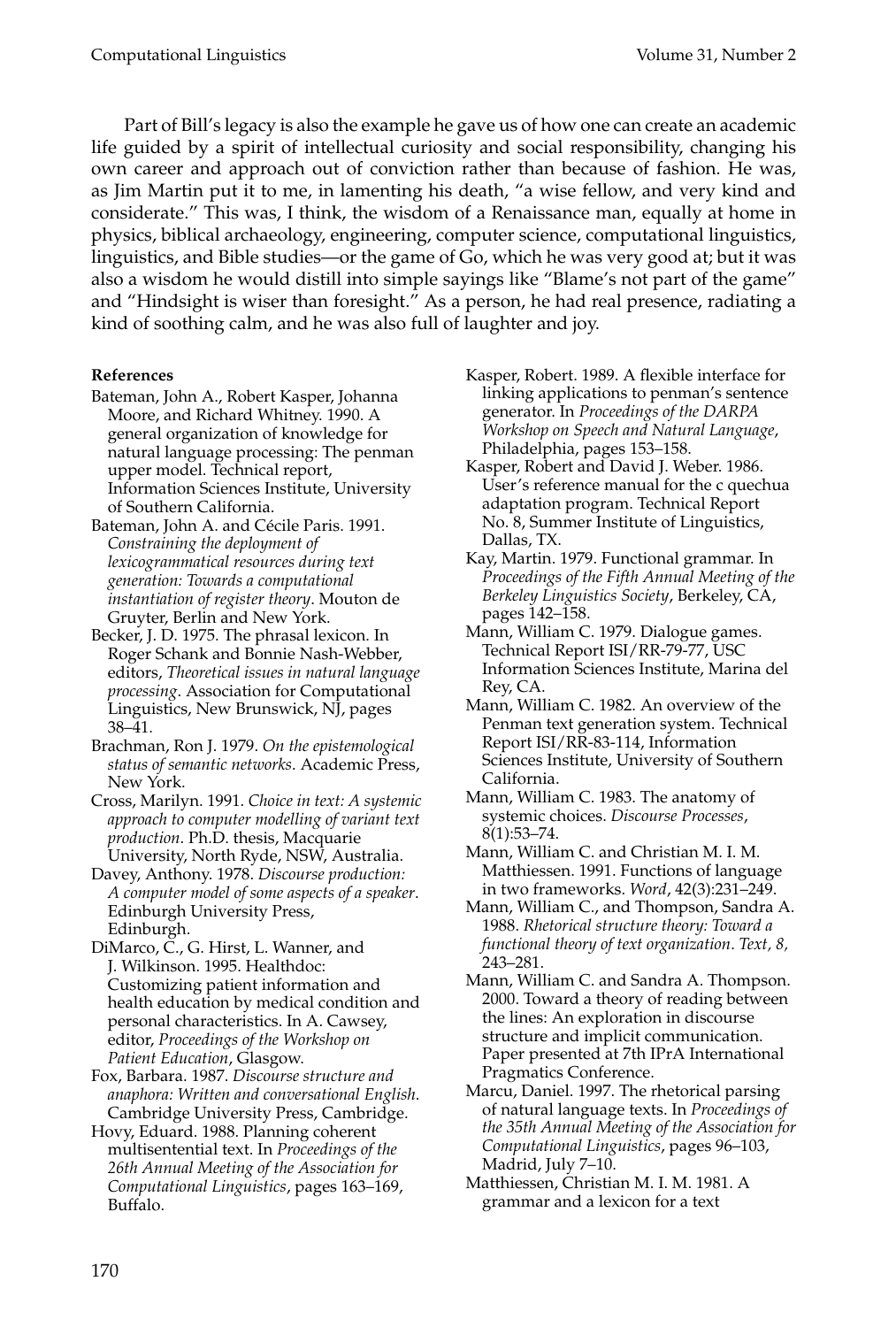Part of Bill's legacy is also the example he gave us of how one can create an academic life guided by a spirit of intellectual curiosity and social responsibility, changing his own career and approach out of conviction rather than because of fashion. He was, as Jim Martin put it to me, in lamenting his death, "a wise fellow, and very kind and considerate." This was, I think, the wisdom of a Renaissance man, equally at home in physics, biblical archaeology, engineering, computer science, computational linguistics, linguistics, and Bible studies—or the game of Go, which he was very good at; but it was also a wisdom he would distill into simple sayings like "Blame's not part of the game" and "Hindsight is wiser than foresight." As a person, he had real presence, radiating a kind of soothing calm, and he was also full of laughter and joy.

**References**

Bateman, John A., Robert Kasper, Johanna Moore, and Richard Whitney. 1990. A general organization of knowledge for natural language processing: The penman upper model. Technical report, Information Sciences Institute, University of Southern California.

Bateman, John A. and Cécile Paris. 1991. *Constraining the deployment of lexicogrammatical resources during text generation: Towards a computational instantiation of register theory*. Mouton de Gruyter, Berlin and New York.

Becker, J. D. 1975. The phrasal lexicon. In Roger Schank and Bonnie Nash-Webber, editors, *Theoretical issues in natural language processing*. Association for Computational Linguistics, New Brunswick, NJ, pages 38–41.

Brachman, Ron J. 1979. *On the epistemological status of semantic networks*. Academic Press, New York.

Cross, Marilyn. 1991. *Choice in text: A systemic approach to computer modelling of variant text production*. Ph.D. thesis, Macquarie University, North Ryde, NSW, Australia.

Davey, Anthony. 1978. *Discourse production: A computer model of some aspects of a speaker*. Edinburgh University Press, Edinburgh.

DiMarco, C., G. Hirst, L. Wanner, and J. Wilkinson. 1995. Healthdoc: Customizing patient information and health education by medical condition and personal characteristics. In A. Cawsey, editor, *Proceedings of the Workshop on Patient Education*, Glasgow.

Fox, Barbara. 1987. *Discourse structure and anaphora: Written and conversational English*. Cambridge University Press, Cambridge.

Hovy, Eduard. 1988. Planning coherent multisentential text. In *Proceedings of the 26th Annual Meeting of the Association for Computational Linguistics*, pages 163–169, Buffalo.

Kasper, Robert. 1989. A flexible interface for linking applications to penman's sentence generator. In *Proceedings of the DARPA Workshop on Speech and Natural Language*, Philadelphia, pages 153–158.

Kasper, Robert and David J. Weber. 1986. User's reference manual for the c quechua adaptation program. Technical Report No. 8, Summer Institute of Linguistics, Dallas, TX.

Kay, Martin. 1979. Functional grammar. In *Proceedings of the Fifth Annual Meeting of the Berkeley Linguistics Society*, Berkeley, CA, pages 142–158.

Mann, William C. 1979. Dialogue games. Technical Report ISI/RR-79-77, USC Information Sciences Institute, Marina del Rey, CA.

Mann, William C. 1982. An overview of the Penman text generation system. Technical Report ISI/RR-83-114, Information Sciences Institute, University of Southern California.

Mann, William C. 1983. The anatomy of systemic choices. *Discourse Processes*, 8(1):53–74.

Mann, William C. and Christian M. I. M. Matthiessen. 1991. Functions of language in two frameworks. *Word*, 42(3):231–249.

Mann, William C., and Thompson, Sandra A. 1988. *Rhetorical structure theory: Toward a functional theory of text organization*. *Text, 8,* 243–281.

Mann, William C. and Sandra A. Thompson. 2000. Toward a theory of reading between the lines: An exploration in discourse structure and implicit communication. Paper presented at 7th IPrA International Pragmatics Conference.

Marcu, Daniel. 1997. The rhetorical parsing of natural language texts. In *Proceedings of the 35th Annual Meeting of the Association for Computational Linguistics*, pages 96–103, Madrid, July 7–10.

Matthiessen, Christian M. I. M. 1981. A grammar and a lexicon for a text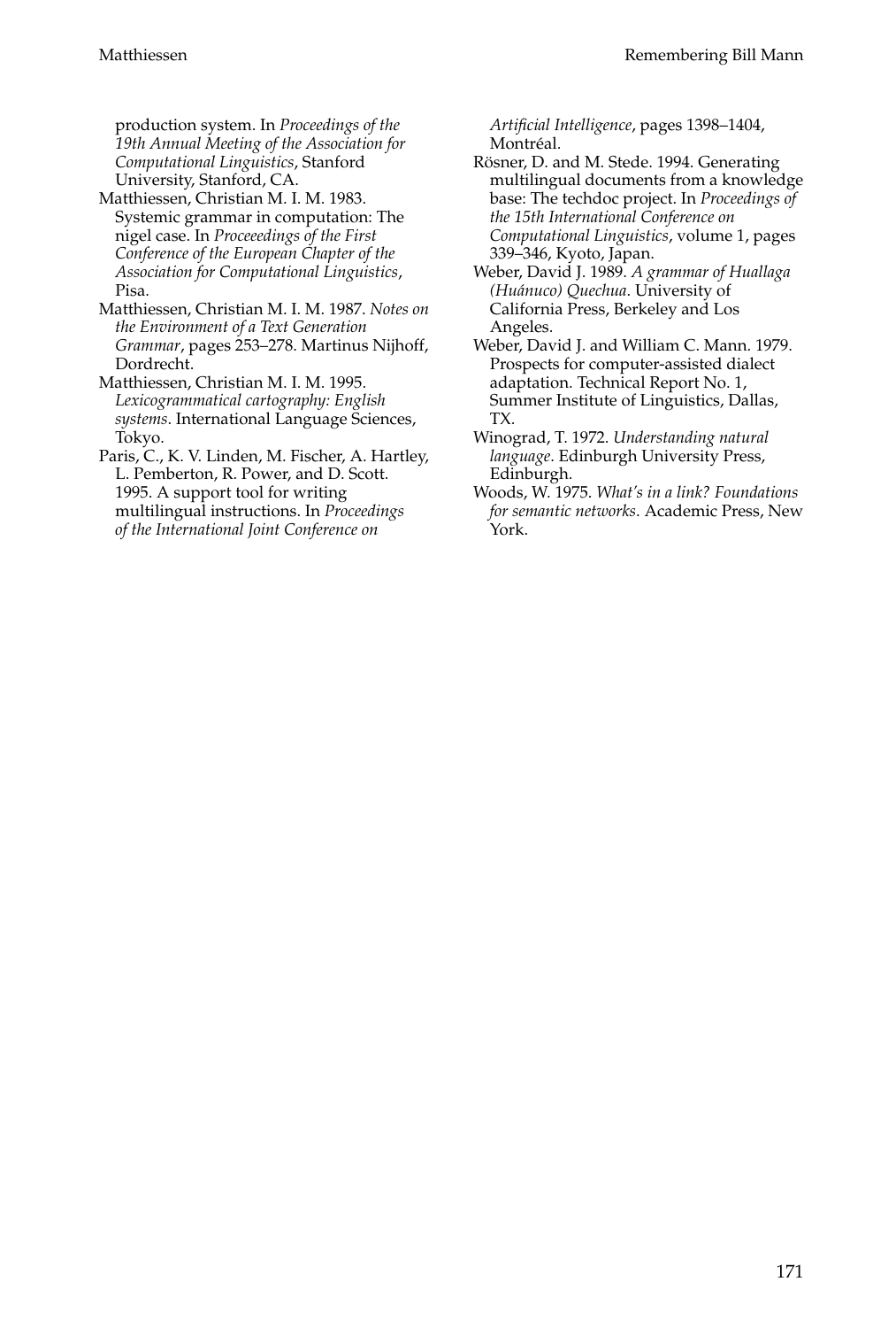production system. In *Proceedings of the 19th Annual Meeting of the Association for Computational Linguistics*, Stanford University, Stanford, CA.

Matthiessen, Christian M. I. M. 1983. Systemic grammar in computation: The nigel case. In *Proceeedings of the First Conference of the European Chapter of the Association for Computational Linguistics*, Pisa.

Matthiessen, Christian M. I. M. 1987. *Notes on the Environment of a Text Generation Grammar*, pages 253–278. Martinus Nijhoff, Dordrecht.

Matthiessen, Christian M. I. M. 1995. *Lexicogrammatical cartography: English systems*. International Language Sciences, Tokyo.

Paris, C., K. V. Linden, M. Fischer, A. Hartley, L. Pemberton, R. Power, and D. Scott. 1995. A support tool for writing multilingual instructions. In *Proceedings of the International Joint Conference on Artificial Intelligence*, pages 1398–1404, Montréal.

Rösner, D. and M. Stede. 1994. Generating multilingual documents from a knowledge base: The techdoc project. In *Proceedings of the 15th International Conference on Computational Linguistics*, volume 1, pages 339–346, Kyoto, Japan.

Weber, David J. 1989. *A grammar of Huallaga (Huánuco) Quechua*. University of California Press, Berkeley and Los Angeles.

Weber, David J. and William C. Mann. 1979. Prospects for computer-assisted dialect adaptation. Technical Report No. 1, Summer Institute of Linguistics, Dallas, TX.

Winograd, T. 1972. *Understanding natural language*. Edinburgh University Press, Edinburgh.

Woods, W. 1975. *What's in a link? Foundations for semantic networks*. Academic Press, New York.